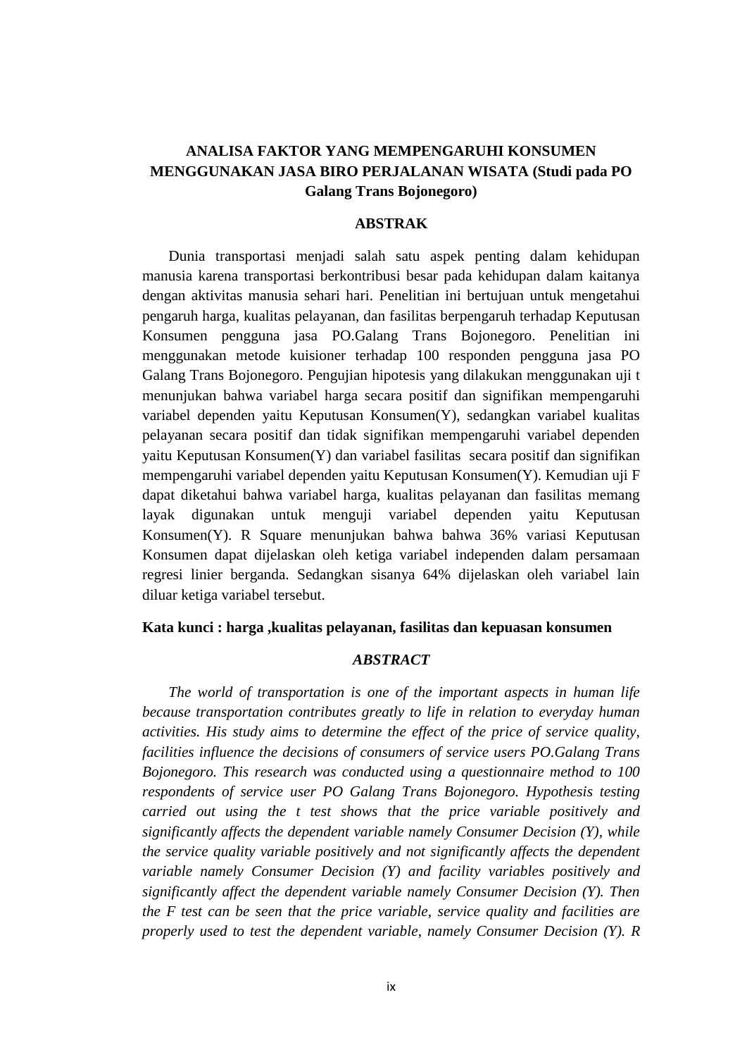# ANALISA FAKTOR YANG MEMPENGARUHI KONSUMEN MENGGUNAKAN JASA BIRO PERJALANAN WISATA (Studi pada PO Galang Trans Bojonegoro)

## ABSTRAK

Dunia transportasi menjadi salah satu aspek penting dalam kehidupan manusia karena transportasi berkontribusi besar pada kehidupan dalam kaitanya dengan aktivitas manusia sehari hari. Penelitian ini bertujuan untuk mengetahui pengaruh harga, kualitas pelayanan, dan fasilitas berpengaruh terhadap Keputusan Konsumen pengguna jasa PO.Galang Trans Bojonegoro. Penelitian ini menggunakan metode kuisioner terhadap 100 responden pengguna jasa PO Galang Trans Bojonegoro. Pengujian hipotesis yang dilakukan menggunakan uji t menunjukan bahwa variabel harga secara positif dan signifikan mempengaruhi variabel dependen yaitu Keputusan Konsumen(Y), sedangkan variabel kualitas pelayanan secara positif dan tidak signifikan mempengaruhi variabel dependen yaitu Keputusan Konsumen(Y) dan variabel fasilitas secara positif dan signifikan mempengaruhi variabel dependen yaitu Keputusan Konsumen(Y). Kemudian uji F dapat diketahui bahwa variabel harga, kualitas pelayanan dan fasilitas memang layak digunakan untuk menguji variabel dependen yaitu Keputusan Konsumen(Y). R Square menunjukan bahwa bahwa 36% variasi Keputusan Konsumen dapat dijelaskan oleh ketiga variabel independen dalam persamaan regresi linier berganda. Sedangkan sisanya 64% dijelaskan oleh variabel lain diluar ketiga variabel tersebut.

**Kata kunci : harga ,kualitas pelayanan, fasilitas dan kepuasan konsumen**

## *ABSTRACT*

*The world of transportation is one of the important aspects in human life because transportation contributes greatly to life in relation to everyday human activities. His study aims to determine the effect of the price of service quality, facilities influence the decisions of consumers of service users PO.Galang Trans Bojonegoro. This research was conducted using a questionnaire method to 100 respondents of service user PO Galang Trans Bojonegoro. Hypothesis testing carried out using the t test shows that the price variable positively and significantly affects the dependent variable namely Consumer Decision (Y), while the service quality variable positively and not significantly affects the dependent variable namely Consumer Decision (Y) and facility variables positively and significantly affect the dependent variable namely Consumer Decision (Y). Then the F test can be seen that the price variable, service quality and facilities are properly used to test the dependent variable, namely Consumer Decision (Y). R*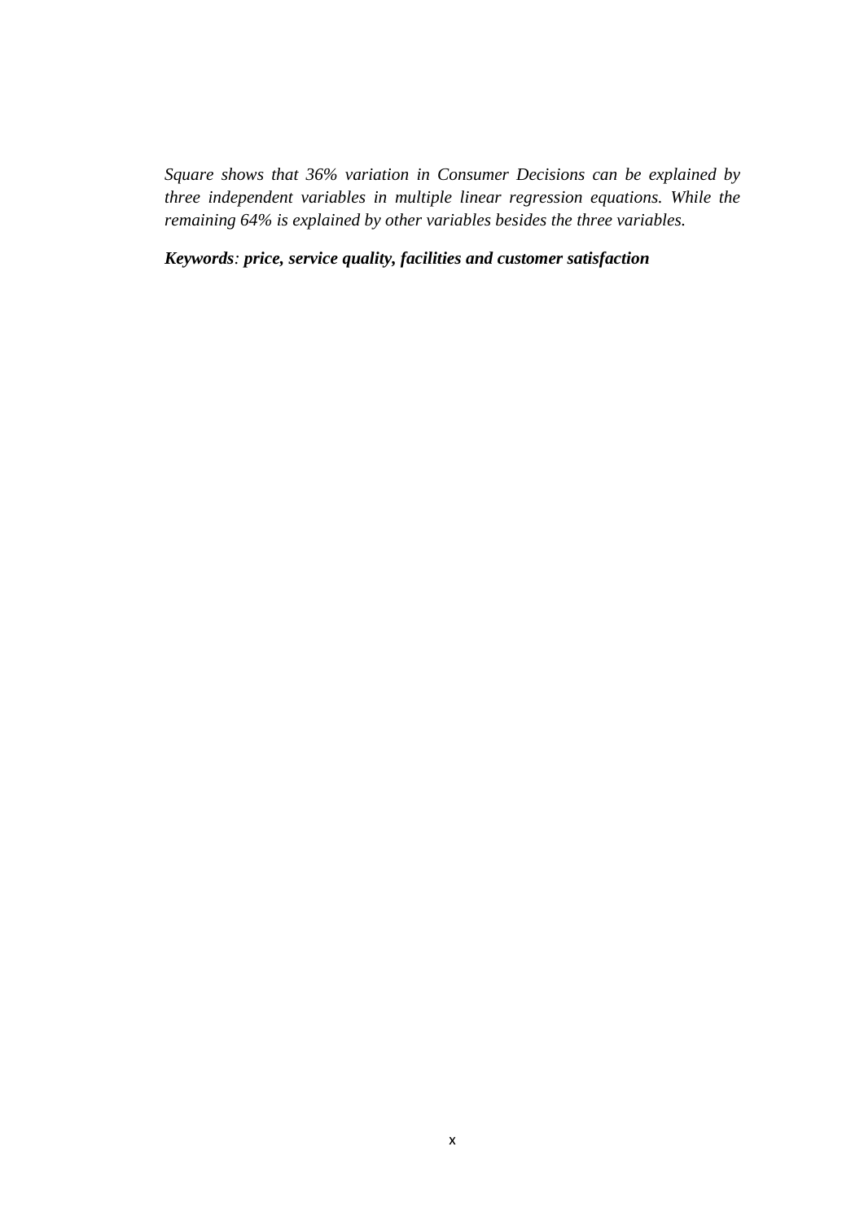*Square shows that 36% variation in Consumer Decisions can be explained by three independent variables in multiple linear regression equations. While the remaining 64% is explained by other variables besides the three variables.*

***Keywords**: **price, service quality, facilities and customer satisfaction***